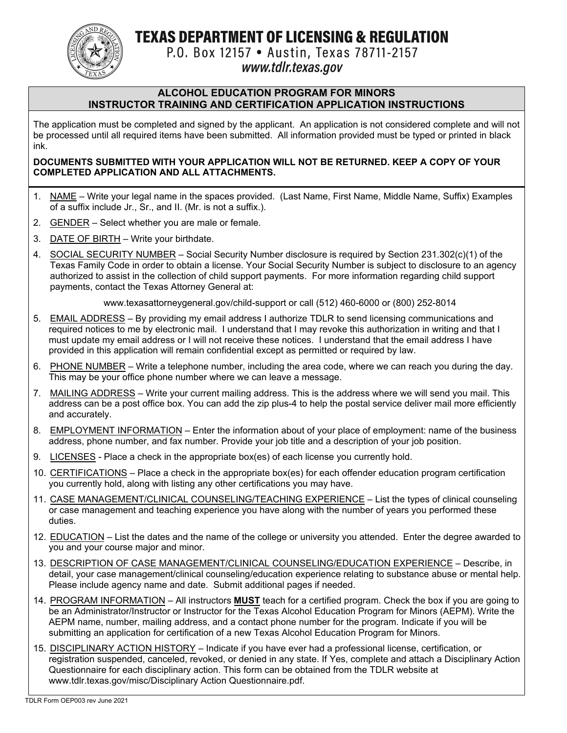# TEXAS DEPARTMENT OF LICENSING & REGULATION

P.O. Box 12157 • Austin, Texas 78711-2157

*www.tdlr.texas.gov*

## ALCOHOL EDUCATION PROGRAM FOR MINORS
## INSTRUCTOR TRAINING AND CERTIFICATION APPLICATION INSTRUCTIONS

The application must be completed and signed by the applicant. An application is not considered complete and will not be processed until all required items have been submitted. All information provided must be typed or printed in black ink.

**DOCUMENTS SUBMITTED WITH YOUR APPLICATION WILL NOT BE RETURNED. KEEP A COPY OF YOUR COMPLETED APPLICATION AND ALL ATTACHMENTS.**

1. NAME – Write your legal name in the spaces provided. (Last Name, First Name, Middle Name, Suffix) Examples of a suffix include Jr., Sr., and II. (Mr. is not a suffix.).
2. GENDER – Select whether you are male or female.
3. DATE OF BIRTH – Write your birthdate.
4. SOCIAL SECURITY NUMBER – Social Security Number disclosure is required by Section 231.302(c)(1) of the Texas Family Code in order to obtain a license. Your Social Security Number is subject to disclosure to an agency authorized to assist in the collection of child support payments. For more information regarding child support payments, contact the Texas Attorney General at:

   www.texasattorneygeneral.gov/child-support or call (512) 460-6000 or (800) 252-8014
5. EMAIL ADDRESS – By providing my email address I authorize TDLR to send licensing communications and required notices to me by electronic mail. I understand that I may revoke this authorization in writing and that I must update my email address or I will not receive these notices. I understand that the email address I have provided in this application will remain confidential except as permitted or required by law.
6. PHONE NUMBER – Write a telephone number, including the area code, where we can reach you during the day. This may be your office phone number where we can leave a message.
7. MAILING ADDRESS – Write your current mailing address. This is the address where we will send you mail. This address can be a post office box. You can add the zip plus-4 to help the postal service deliver mail more efficiently and accurately.
8. EMPLOYMENT INFORMATION – Enter the information about of your place of employment: name of the business address, phone number, and fax number. Provide your job title and a description of your job position.
9. LICENSES - Place a check in the appropriate box(es) of each license you currently hold.
10. CERTIFICATIONS – Place a check in the appropriate box(es) for each offender education program certification you currently hold, along with listing any other certifications you may have.
11. CASE MANAGEMENT/CLINICAL COUNSELING/TEACHING EXPERIENCE – List the types of clinical counseling or case management and teaching experience you have along with the number of years you performed these duties.
12. EDUCATION – List the dates and the name of the college or university you attended. Enter the degree awarded to you and your course major and minor.
13. DESCRIPTION OF CASE MANAGEMENT/CLINICAL COUNSELING/EDUCATION EXPERIENCE – Describe, in detail, your case management/clinical counseling/education experience relating to substance abuse or mental help. Please include agency name and date. Submit additional pages if needed.
14. PROGRAM INFORMATION – All instructors **MUST** teach for a certified program. Check the box if you are going to be an Administrator/Instructor or Instructor for the Texas Alcohol Education Program for Minors (AEPM). Write the AEPM name, number, mailing address, and a contact phone number for the program. Indicate if you will be submitting an application for certification of a new Texas Alcohol Education Program for Minors.
15. DISCIPLINARY ACTION HISTORY – Indicate if you have ever had a professional license, certification, or registration suspended, canceled, revoked, or denied in any state. If Yes, complete and attach a Disciplinary Action Questionnaire for each disciplinary action. This form can be obtained from the TDLR website at www.tdlr.texas.gov/misc/Disciplinary Action Questionnaire.pdf.

TDLR Form OEP003 rev June 2021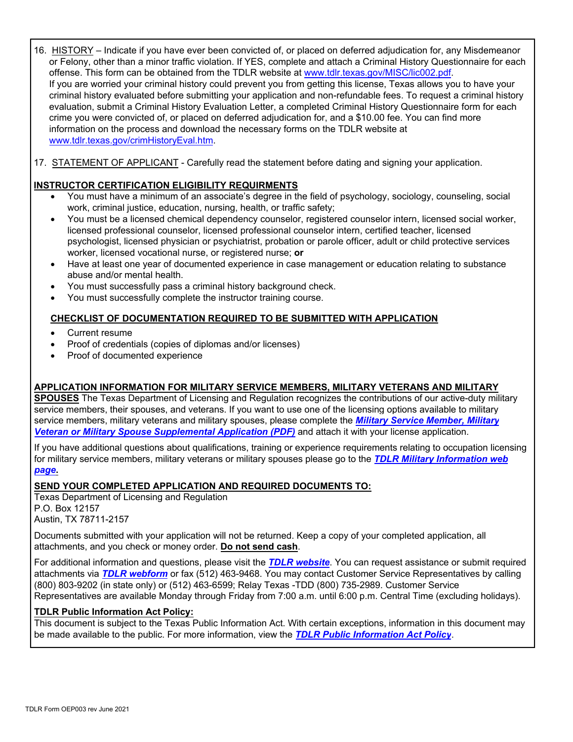16. HISTORY – Indicate if you have ever been convicted of, or placed on deferred adjudication for, any Misdemeanor or Felony, other than a minor traffic violation. If YES, complete and attach a Criminal History Questionnaire for each offense. This form can be obtained from the TDLR website at www.tdlr.texas.gov/MISC/lic002.pdf.
    If you are worried your criminal history could prevent you from getting this license, Texas allows you to have your criminal history evaluated before submitting your application and non-refundable fees. To request a criminal history evaluation, submit a Criminal History Evaluation Letter, a completed Criminal History Questionnaire form for each crime you were convicted of, or placed on deferred adjudication for, and a $10.00 fee. You can find more information on the process and download the necessary forms on the TDLR website at www.tdlr.texas.gov/crimHistoryEval.htm.

17. STATEMENT OF APPLICANT - Carefully read the statement before dating and signing your application.

## INSTRUCTOR CERTIFICATION ELIGIBILITY REQUIRMENTS

- You must have a minimum of an associate's degree in the field of psychology, sociology, counseling, social work, criminal justice, education, nursing, health, or traffic safety;
- You must be a licensed chemical dependency counselor, registered counselor intern, licensed social worker, licensed professional counselor, licensed professional counselor intern, certified teacher, licensed psychologist, licensed physician or psychiatrist, probation or parole officer, adult or child protective services worker, licensed vocational nurse, or registered nurse; **or**
- Have at least one year of documented experience in case management or education relating to substance abuse and/or mental health.
- You must successfully pass a criminal history background check.
- You must successfully complete the instructor training course.

## CHECKLIST OF DOCUMENTATION REQUIRED TO BE SUBMITTED WITH APPLICATION

- Current resume
- Proof of credentials (copies of diplomas and/or licenses)
- Proof of documented experience

**APPLICATION INFORMATION FOR MILITARY SERVICE MEMBERS, MILITARY VETERANS AND MILITARY SPOUSES** The Texas Department of Licensing and Regulation recognizes the contributions of our active-duty military service members, their spouses, and veterans. If you want to use one of the licensing options available to military service members, military veterans and military spouses, please complete the ***Military Service Member, Military Veteran or Military Spouse Supplemental Application (PDF)*** and attach it with your license application.

If you have additional questions about qualifications, training or experience requirements relating to occupation licensing for military service members, military veterans or military spouses please go to the ***TDLR Military Information web page.***

**SEND YOUR COMPLETED APPLICATION AND REQUIRED DOCUMENTS TO:**
Texas Department of Licensing and Regulation
P.O. Box 12157
Austin, TX 78711-2157

Documents submitted with your application will not be returned. Keep a copy of your completed application, all attachments, and you check or money order. **Do not send cash**.

For additional information and questions, please visit the ***TDLR website***. You can request assistance or submit required attachments via ***TDLR webform*** or fax (512) 463-9468. You may contact Customer Service Representatives by calling (800) 803-9202 (in state only) or (512) 463-6599; Relay Texas -TDD (800) 735-2989. Customer Service Representatives are available Monday through Friday from 7:00 a.m. until 6:00 p.m. Central Time (excluding holidays).

**TDLR Public Information Act Policy:**
This document is subject to the Texas Public Information Act. With certain exceptions, information in this document may be made available to the public. For more information, view the ***TDLR Public Information Act Policy***.

TDLR Form OEP003 rev June 2021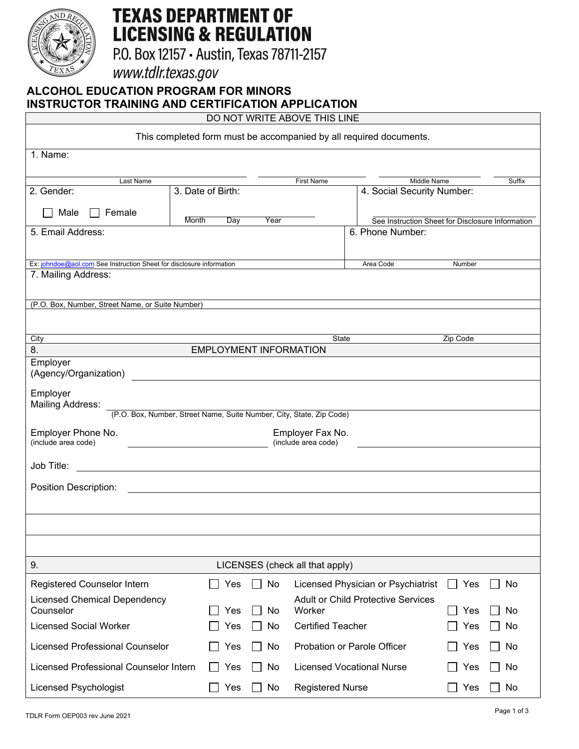# TEXAS DEPARTMENT OF LICENSING & REGULATION

P.O. Box 12157 • Austin, Texas 78711-2157

*www.tdlr.texas.gov*

## ALCOHOL EDUCATION PROGRAM FOR MINORS INSTRUCTOR TRAINING AND CERTIFICATION APPLICATION

DO NOT WRITE ABOVE THIS LINE

This completed form must be accompanied by all required documents.

1. Name:

| Last Name | First Name | Middle Name | Suffix |
|---|---|---|---|
| | | | |

2. Gender: ☐ Male ☐ Female

3. Date of Birth: Month Day Year

4. Social Security Number: See Instruction Sheet for Disclosure Information

5. Email Address:

Ex: johndoe@aol.com See Instruction Sheet for disclosure information

6. Phone Number: Area Code Number

7. Mailing Address:

(P.O. Box, Number, Street Name, or Suite Number)

City State Zip Code

### 8. EMPLOYMENT INFORMATION

Employer (Agency/Organization) ______________________

Employer Mailing Address: ______________________
(P.O. Box, Number, Street Name, Suite Number, City, State, Zip Code)

Employer Phone No. (include area code) ______________________ Employer Fax No. (include area code) ______________________

Job Title: ______________________

Position Description: ______________________

### 9. LICENSES (check all that apply)

| License | Yes | No | License | Yes | No |
|---|---|---|---|---|---|
| Registered Counselor Intern | ☐ Yes | ☐ No | Licensed Physician or Psychiatrist | ☐ Yes | ☐ No |
| Licensed Chemical Dependency Counselor | ☐ Yes | ☐ No | Adult or Child Protective Services Worker | ☐ Yes | ☐ No |
| Licensed Social Worker | ☐ Yes | ☐ No | Certified Teacher | ☐ Yes | ☐ No |
| Licensed Professional Counselor | ☐ Yes | ☐ No | Probation or Parole Officer | ☐ Yes | ☐ No |
| Licensed Professional Counselor Intern | ☐ Yes | ☐ No | Licensed Vocational Nurse | ☐ Yes | ☐ No |
| Licensed Psychologist | ☐ Yes | ☐ No | Registered Nurse | ☐ Yes | ☐ No |

TDLR Form OEP003 rev June 2021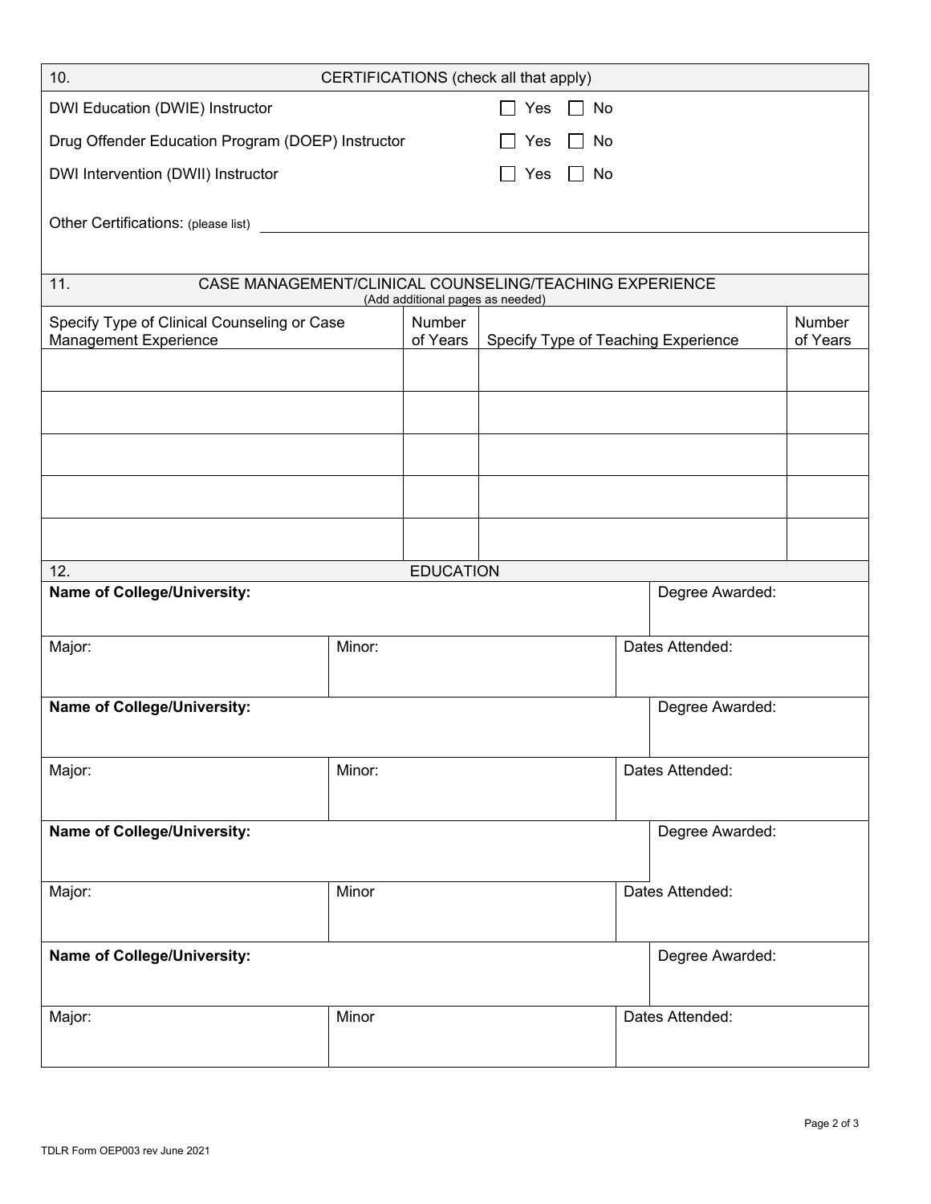## 10. CERTIFICATIONS (check all that apply)

| | |
|---|---|
| DWI Education (DWIE) Instructor | ☐ Yes ☐ No |
| Drug Offender Education Program (DOEP) Instructor | ☐ Yes ☐ No |
| DWI Intervention (DWII) Instructor | ☐ Yes ☐ No |

Other Certifications: (please list) ____________________

## 11. CASE MANAGEMENT/CLINICAL COUNSELING/TEACHING EXPERIENCE

(Add additional pages as needed)

| Specify Type of Clinical Counseling or Case Management Experience | Number of Years | Specify Type of Teaching Experience | Number of Years |
|---|---|---|---|
| | | | |
| | | | |
| | | | |
| | | | |
| | | | |

## 12. EDUCATION

| **Name of College/University:** | | Degree Awarded: |
|---|---|---|
| Major: | Minor: | Dates Attended: |
| **Name of College/University:** | | Degree Awarded: |
| Major: | Minor: | Dates Attended: |
| **Name of College/University:** | | Degree Awarded: |
| Major: | Minor | Dates Attended: |
| **Name of College/University:** | | Degree Awarded: |
| Major: | Minor | Dates Attended: |

TDLR Form OEP003 rev June 2021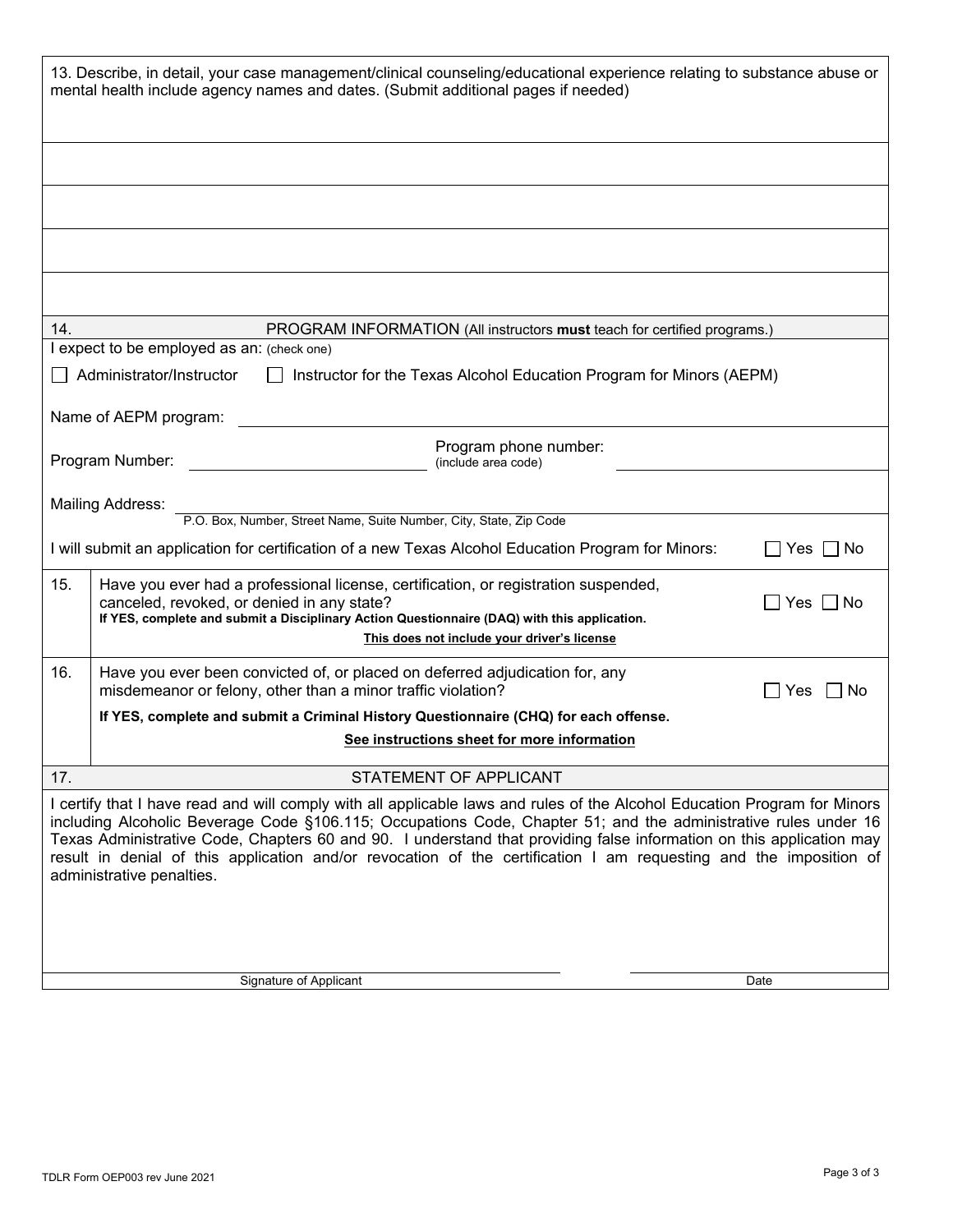13. Describe, in detail, your case management/clinical counseling/educational experience relating to substance abuse or mental health include agency names and dates. (Submit additional pages if needed)

14. PROGRAM INFORMATION (All instructors **must** teach for certified programs.)

I expect to be employed as an: (check one)

☐ Administrator/Instructor ☐ Instructor for the Texas Alcohol Education Program for Minors (AEPM)

Name of AEPM program: \_\_\_\_\_\_\_\_\_\_\_\_\_\_\_\_\_\_\_\_

Program Number: \_\_\_\_\_\_\_\_\_\_ Program phone number: (include area code) \_\_\_\_\_\_\_\_\_\_

Mailing Address: \_\_\_\_\_\_\_\_\_\_\_\_\_\_\_\_\_\_\_\_
P.O. Box, Number, Street Name, Suite Number, City, State, Zip Code

I will submit an application for certification of a new Texas Alcohol Education Program for Minors: ☐ Yes ☐ No

15. Have you ever had a professional license, certification, or registration suspended, canceled, revoked, or denied in any state? ☐ Yes ☐ No
**If YES, complete and submit a Disciplinary Action Questionnaire (DAQ) with this application.**
**This does not include your driver's license**

16. Have you ever been convicted of, or placed on deferred adjudication for, any misdemeanor or felony, other than a minor traffic violation? ☐ Yes ☐ No
**If YES, complete and submit a Criminal History Questionnaire (CHQ) for each offense.**
**See instructions sheet for more information**

17. STATEMENT OF APPLICANT

I certify that I have read and will comply with all applicable laws and rules of the Alcohol Education Program for Minors including Alcoholic Beverage Code §106.115; Occupations Code, Chapter 51; and the administrative rules under 16 Texas Administrative Code, Chapters 60 and 90. I understand that providing false information on this application may result in denial of this application and/or revocation of the certification I am requesting and the imposition of administrative penalties.

\_\_\_\_\_\_\_\_\_\_\_\_\_\_\_\_\_\_\_\_ \_\_\_\_\_\_\_\_\_\_
Signature of Applicant Date

TDLR Form OEP003 rev June 2021